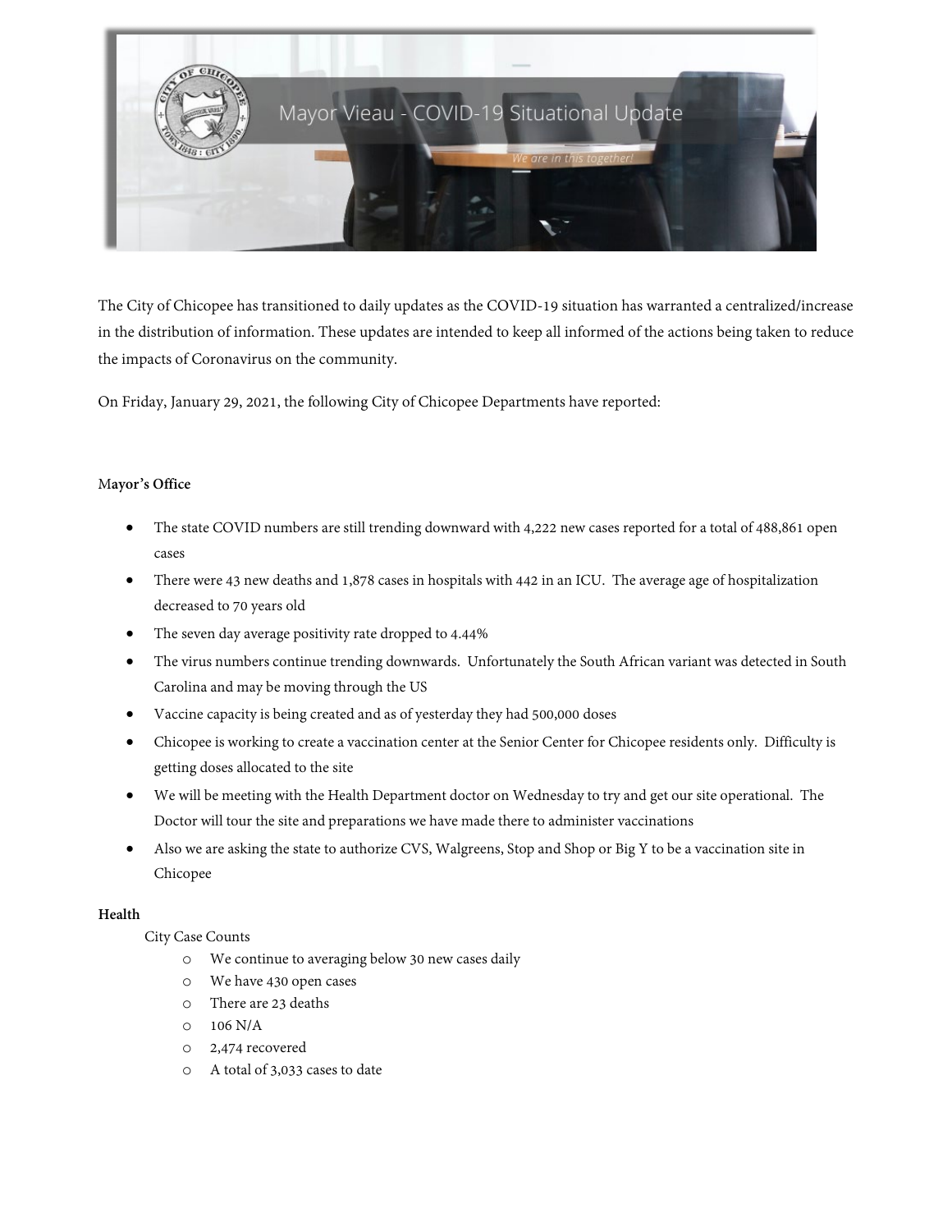# Mayor Vieau - COVID-19 Situational Update

*We are in this together!*

The City of Chicopee has transitioned to daily updates as the COVID-19 situation has warranted a centralized/increase in the distribution of information. These updates are intended to keep all informed of the actions being taken to reduce the impacts of Coronavirus on the community.

On Friday, January 29, 2021, the following City of Chicopee Departments have reported:

**Mayor's Office**

- The state COVID numbers are still trending downward with 4,222 new cases reported for a total of 488,861 open cases
- There were 43 new deaths and 1,878 cases in hospitals with 442 in an ICU. The average age of hospitalization decreased to 70 years old
- The seven day average positivity rate dropped to 4.44%
- The virus numbers continue trending downwards. Unfortunately the South African variant was detected in South Carolina and may be moving through the US
- Vaccine capacity is being created and as of yesterday they had 500,000 doses
- Chicopee is working to create a vaccination center at the Senior Center for Chicopee residents only. Difficulty is getting doses allocated to the site
- We will be meeting with the Health Department doctor on Wednesday to try and get our site operational. The Doctor will tour the site and preparations we have made there to administer vaccinations
- Also we are asking the state to authorize CVS, Walgreens, Stop and Shop or Big Y to be a vaccination site in Chicopee

**Health**

City Case Counts

- We continue to averaging below 30 new cases daily
- We have 430 open cases
- There are 23 deaths
- 106 N/A
- 2,474 recovered
- A total of 3,033 cases to date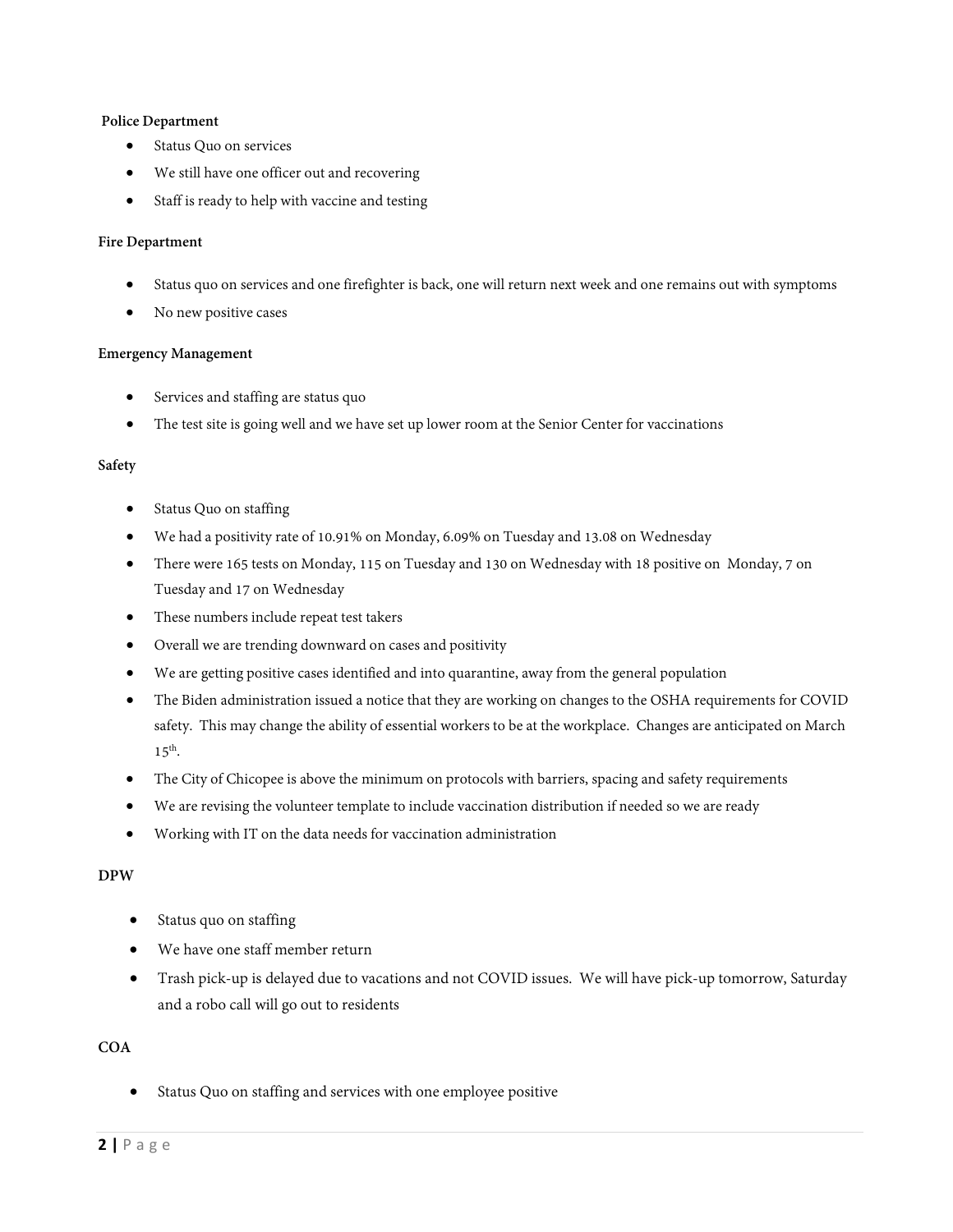**Police Department**

- Status Quo on services
- We still have one officer out and recovering
- Staff is ready to help with vaccine and testing

**Fire Department**

- Status quo on services and one firefighter is back, one will return next week and one remains out with symptoms
- No new positive cases

**Emergency Management**

- Services and staffing are status quo
- The test site is going well and we have set up lower room at the Senior Center for vaccinations

**Safety**

- Status Quo on staffing
- We had a positivity rate of 10.91% on Monday, 6.09% on Tuesday and 13.08 on Wednesday
- There were 165 tests on Monday, 115 on Tuesday and 130 on Wednesday with 18 positive on Monday, 7 on Tuesday and 17 on Wednesday
- These numbers include repeat test takers
- Overall we are trending downward on cases and positivity
- We are getting positive cases identified and into quarantine, away from the general population
- The Biden administration issued a notice that they are working on changes to the OSHA requirements for COVID safety. This may change the ability of essential workers to be at the workplace. Changes are anticipated on March 15th.
- The City of Chicopee is above the minimum on protocols with barriers, spacing and safety requirements
- We are revising the volunteer template to include vaccination distribution if needed so we are ready
- Working with IT on the data needs for vaccination administration

**DPW**

- Status quo on staffing
- We have one staff member return
- Trash pick-up is delayed due to vacations and not COVID issues. We will have pick-up tomorrow, Saturday and a robo call will go out to residents

**COA**

- Status Quo on staffing and services with one employee positive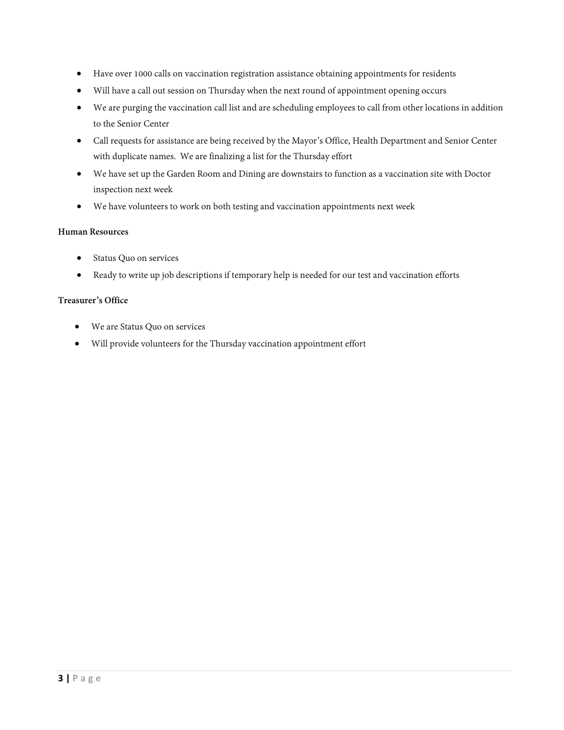- Have over 1000 calls on vaccination registration assistance obtaining appointments for residents
- Will have a call out session on Thursday when the next round of appointment opening occurs
- We are purging the vaccination call list and are scheduling employees to call from other locations in addition to the Senior Center
- Call requests for assistance are being received by the Mayor's Office, Health Department and Senior Center with duplicate names. We are finalizing a list for the Thursday effort
- We have set up the Garden Room and Dining are downstairs to function as a vaccination site with Doctor inspection next week
- We have volunteers to work on both testing and vaccination appointments next week

**Human Resources**

- Status Quo on services
- Ready to write up job descriptions if temporary help is needed for our test and vaccination efforts

**Treasurer's Office**

- We are Status Quo on services
- Will provide volunteers for the Thursday vaccination appointment effort